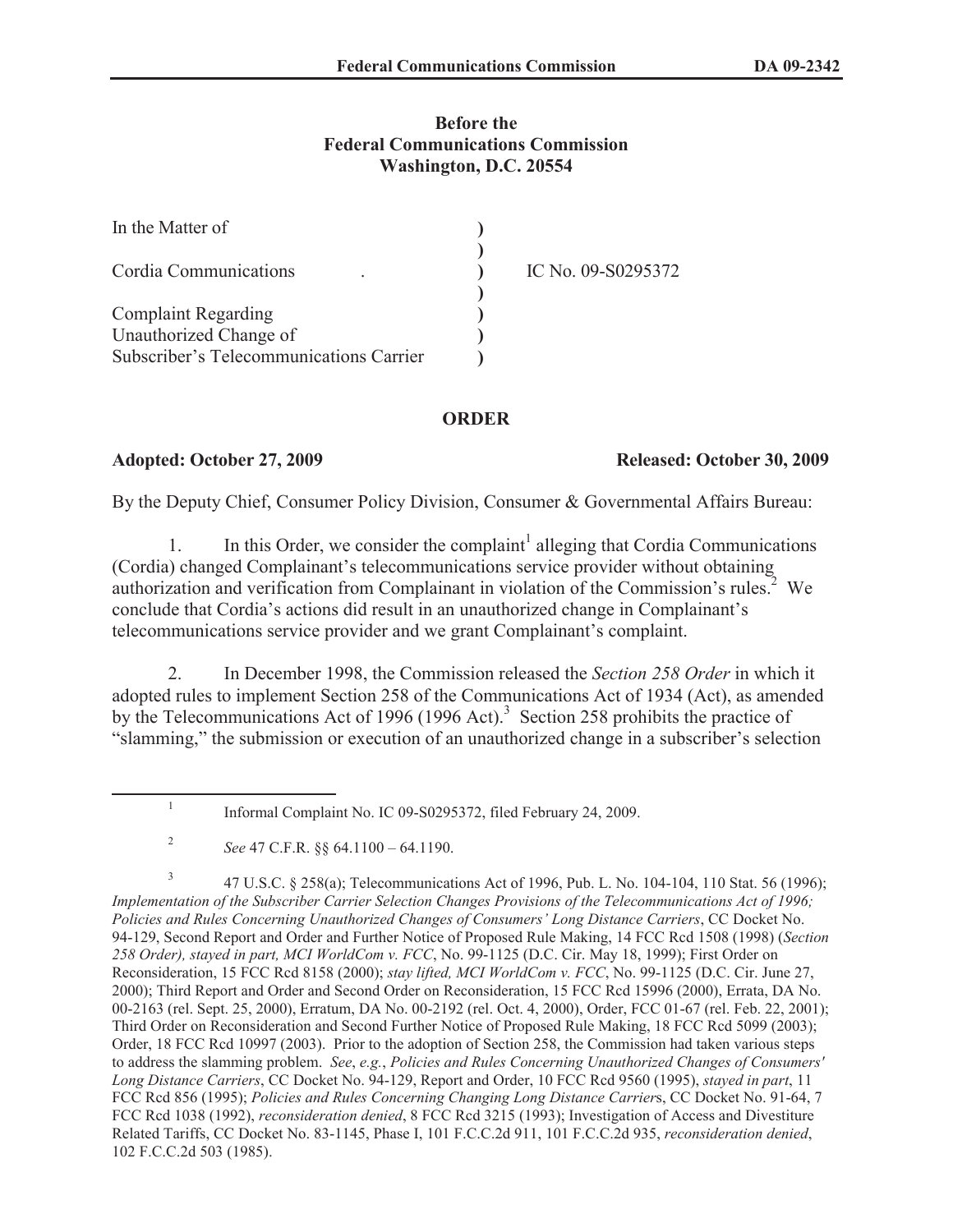**Before the**
**Federal Communications Commission**
**Washington, D.C. 20554**

| | | |
|---|---|---|
| In the Matter of | ) | |
| | ) | |
| Cordia Communications . | ) | IC No. 09-S0295372 |
| | ) | |
| Complaint Regarding | ) | |
| Unauthorized Change of | ) | |
| Subscriber's Telecommunications Carrier | ) | |

**ORDER**

**Adopted: October 27, 2009** **Released: October 30, 2009**

By the Deputy Chief, Consumer Policy Division, Consumer & Governmental Affairs Bureau:

1. In this Order, we consider the complaint[1] alleging that Cordia Communications (Cordia) changed Complainant's telecommunications service provider without obtaining authorization and verification from Complainant in violation of the Commission's rules.[2] We conclude that Cordia's actions did result in an unauthorized change in Complainant's telecommunications service provider and we grant Complainant's complaint.

2. In December 1998, the Commission released the *Section 258 Order* in which it adopted rules to implement Section 258 of the Communications Act of 1934 (Act), as amended by the Telecommunications Act of 1996 (1996 Act).[3] Section 258 prohibits the practice of "slamming," the submission or execution of an unauthorized change in a subscriber's selection

---

[1] Informal Complaint No. IC 09-S0295372, filed February 24, 2009.

[2] *See* 47 C.F.R. §§ 64.1100 – 64.1190.

[3] 47 U.S.C. § 258(a); Telecommunications Act of 1996, Pub. L. No. 104-104, 110 Stat. 56 (1996); *Implementation of the Subscriber Carrier Selection Changes Provisions of the Telecommunications Act of 1996; Policies and Rules Concerning Unauthorized Changes of Consumers' Long Distance Carriers*, CC Docket No. 94-129, Second Report and Order and Further Notice of Proposed Rule Making, 14 FCC Rcd 1508 (1998) (*Section 258 Order), stayed in part, MCI WorldCom v. FCC*, No. 99-1125 (D.C. Cir. May 18, 1999); First Order on Reconsideration, 15 FCC Rcd 8158 (2000); *stay lifted, MCI WorldCom v. FCC*, No. 99-1125 (D.C. Cir. June 27, 2000); Third Report and Order and Second Order on Reconsideration, 15 FCC Rcd 15996 (2000), Errata, DA No. 00-2163 (rel. Sept. 25, 2000), Erratum, DA No. 00-2192 (rel. Oct. 4, 2000), Order, FCC 01-67 (rel. Feb. 22, 2001); Third Order on Reconsideration and Second Further Notice of Proposed Rule Making, 18 FCC Rcd 5099 (2003); Order, 18 FCC Rcd 10997 (2003). Prior to the adoption of Section 258, the Commission had taken various steps to address the slamming problem. *See*, *e.g.*, *Policies and Rules Concerning Unauthorized Changes of Consumers' Long Distance Carriers*, CC Docket No. 94-129, Report and Order, 10 FCC Rcd 9560 (1995), *stayed in part*, 11 FCC Rcd 856 (1995); *Policies and Rules Concerning Changing Long Distance Carriers*, CC Docket No. 91-64, 7 FCC Rcd 1038 (1992), *reconsideration denied*, 8 FCC Rcd 3215 (1993); Investigation of Access and Divestiture Related Tariffs, CC Docket No. 83-1145, Phase I, 101 F.C.C.2d 911, 101 F.C.C.2d 935, *reconsideration denied*, 102 F.C.C.2d 503 (1985).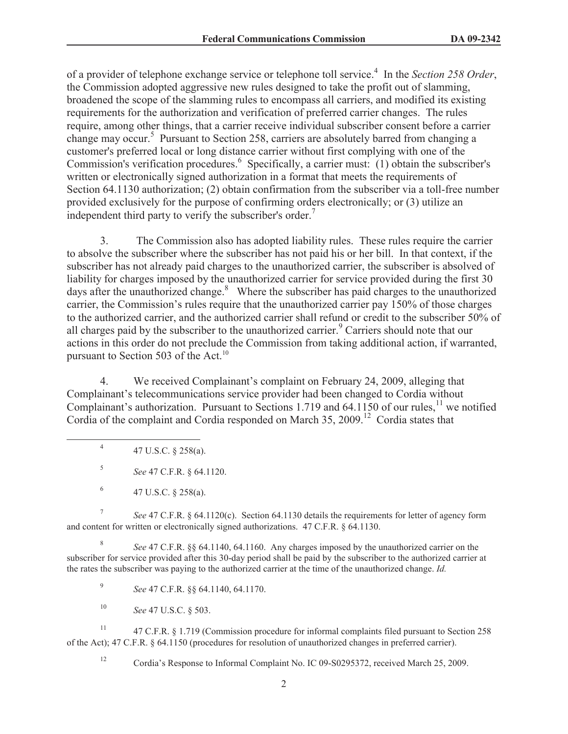of a provider of telephone exchange service or telephone toll service.[4] In the *Section 258 Order*, the Commission adopted aggressive new rules designed to take the profit out of slamming, broadened the scope of the slamming rules to encompass all carriers, and modified its existing requirements for the authorization and verification of preferred carrier changes. The rules require, among other things, that a carrier receive individual subscriber consent before a carrier change may occur.[5] Pursuant to Section 258, carriers are absolutely barred from changing a customer's preferred local or long distance carrier without first complying with one of the Commission's verification procedures.[6] Specifically, a carrier must: (1) obtain the subscriber's written or electronically signed authorization in a format that meets the requirements of Section 64.1130 authorization; (2) obtain confirmation from the subscriber via a toll-free number provided exclusively for the purpose of confirming orders electronically; or (3) utilize an independent third party to verify the subscriber's order.[7]

3. The Commission also has adopted liability rules. These rules require the carrier to absolve the subscriber where the subscriber has not paid his or her bill. In that context, if the subscriber has not already paid charges to the unauthorized carrier, the subscriber is absolved of liability for charges imposed by the unauthorized carrier for service provided during the first 30 days after the unauthorized change.[8] Where the subscriber has paid charges to the unauthorized carrier, the Commission's rules require that the unauthorized carrier pay 150% of those charges to the authorized carrier, and the authorized carrier shall refund or credit to the subscriber 50% of all charges paid by the subscriber to the unauthorized carrier.[9] Carriers should note that our actions in this order do not preclude the Commission from taking additional action, if warranted, pursuant to Section 503 of the Act.[10]

4. We received Complainant's complaint on February 24, 2009, alleging that Complainant's telecommunications service provider had been changed to Cordia without Complainant's authorization. Pursuant to Sections 1.719 and 64.1150 of our rules,[11] we notified Cordia of the complaint and Cordia responded on March 35, 2009.[12] Cordia states that

---

[4] 47 U.S.C. § 258(a).

[5] *See* 47 C.F.R. § 64.1120.

[6] 47 U.S.C. § 258(a).

[7] *See* 47 C.F.R. § 64.1120(c). Section 64.1130 details the requirements for letter of agency form and content for written or electronically signed authorizations. 47 C.F.R. § 64.1130.

[8] *See* 47 C.F.R. §§ 64.1140, 64.1160. Any charges imposed by the unauthorized carrier on the subscriber for service provided after this 30-day period shall be paid by the subscriber to the authorized carrier at the rates the subscriber was paying to the authorized carrier at the time of the unauthorized change. *Id.*

[9] *See* 47 C.F.R. §§ 64.1140, 64.1170.

[10] *See* 47 U.S.C. § 503.

[11] 47 C.F.R. § 1.719 (Commission procedure for informal complaints filed pursuant to Section 258 of the Act); 47 C.F.R. § 64.1150 (procedures for resolution of unauthorized changes in preferred carrier).

[12] Cordia's Response to Informal Complaint No. IC 09-S0295372, received March 25, 2009.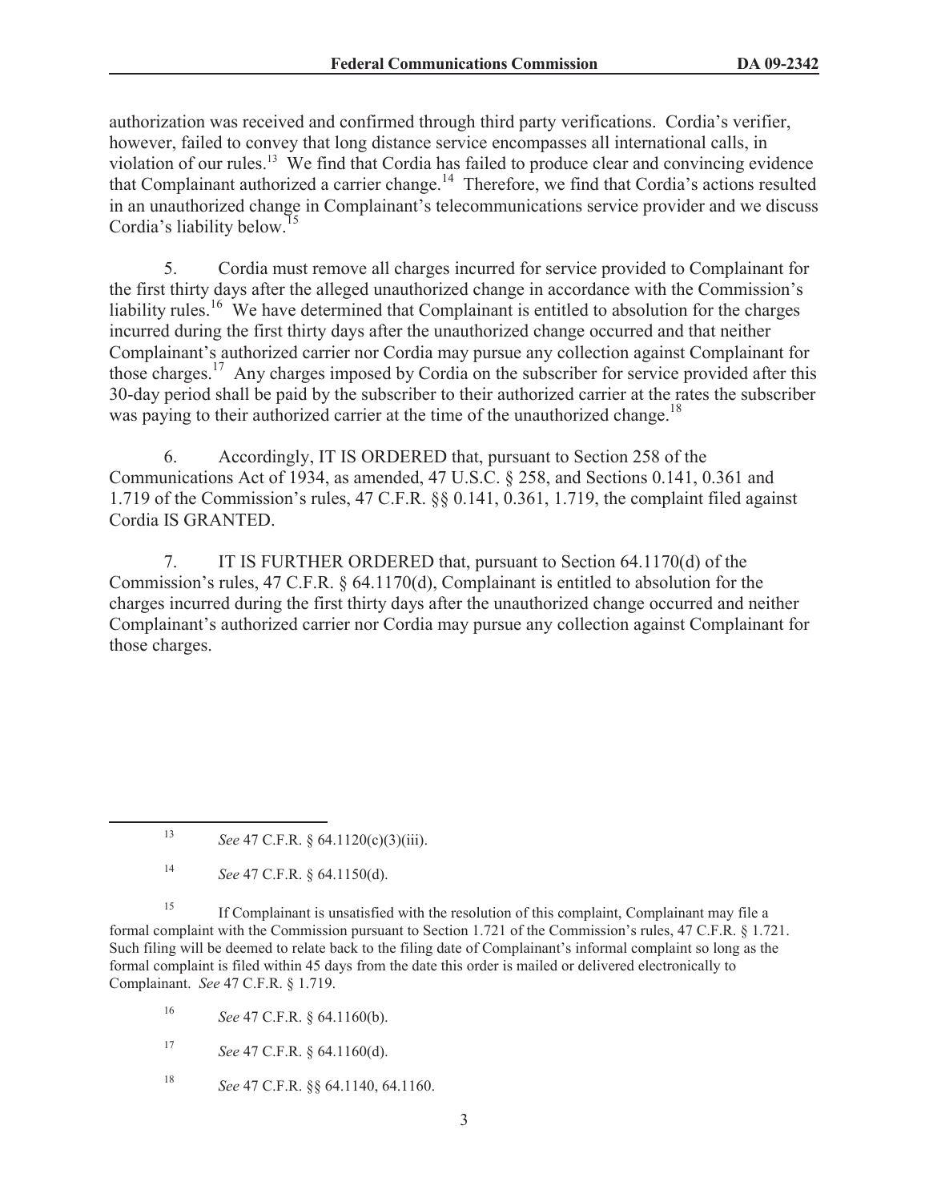authorization was received and confirmed through third party verifications. Cordia's verifier, however, failed to convey that long distance service encompasses all international calls, in violation of our rules.[13] We find that Cordia has failed to produce clear and convincing evidence that Complainant authorized a carrier change.[14] Therefore, we find that Cordia's actions resulted in an unauthorized change in Complainant's telecommunications service provider and we discuss Cordia's liability below.[15]

5. Cordia must remove all charges incurred for service provided to Complainant for the first thirty days after the alleged unauthorized change in accordance with the Commission's liability rules.[16] We have determined that Complainant is entitled to absolution for the charges incurred during the first thirty days after the unauthorized change occurred and that neither Complainant's authorized carrier nor Cordia may pursue any collection against Complainant for those charges.[17] Any charges imposed by Cordia on the subscriber for service provided after this 30-day period shall be paid by the subscriber to their authorized carrier at the rates the subscriber was paying to their authorized carrier at the time of the unauthorized change.[18]

6. Accordingly, IT IS ORDERED that, pursuant to Section 258 of the Communications Act of 1934, as amended, 47 U.S.C. § 258, and Sections 0.141, 0.361 and 1.719 of the Commission's rules, 47 C.F.R. §§ 0.141, 0.361, 1.719, the complaint filed against Cordia IS GRANTED.

7. IT IS FURTHER ORDERED that, pursuant to Section 64.1170(d) of the Commission's rules, 47 C.F.R. § 64.1170(d), Complainant is entitled to absolution for the charges incurred during the first thirty days after the unauthorized change occurred and neither Complainant's authorized carrier nor Cordia may pursue any collection against Complainant for those charges.

---

[13] *See* 47 C.F.R. § 64.1120(c)(3)(iii).

[14] *See* 47 C.F.R. § 64.1150(d).

[15] If Complainant is unsatisfied with the resolution of this complaint, Complainant may file a formal complaint with the Commission pursuant to Section 1.721 of the Commission's rules, 47 C.F.R. § 1.721. Such filing will be deemed to relate back to the filing date of Complainant's informal complaint so long as the formal complaint is filed within 45 days from the date this order is mailed or delivered electronically to Complainant. *See* 47 C.F.R. § 1.719.

[16] *See* 47 C.F.R. § 64.1160(b).

[17] *See* 47 C.F.R. § 64.1160(d).

[18] *See* 47 C.F.R. §§ 64.1140, 64.1160.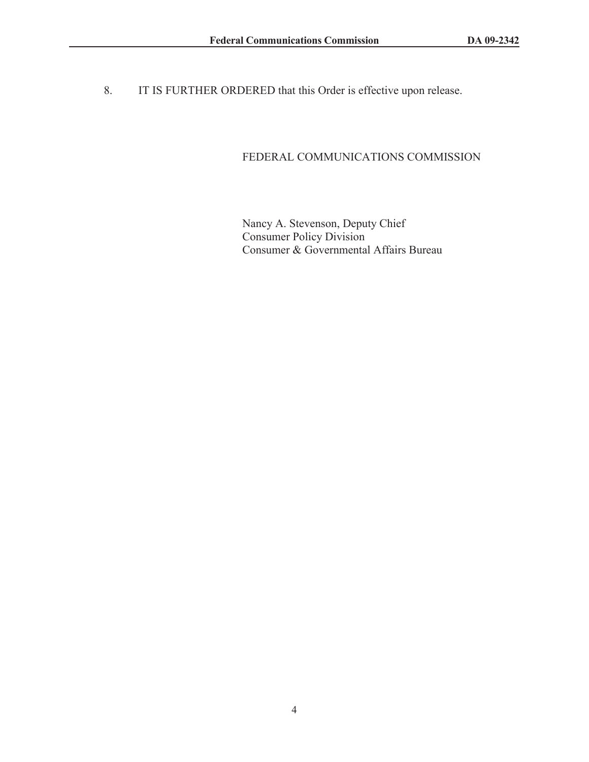8. IT IS FURTHER ORDERED that this Order is effective upon release.

FEDERAL COMMUNICATIONS COMMISSION

Nancy A. Stevenson, Deputy Chief
Consumer Policy Division
Consumer & Governmental Affairs Bureau